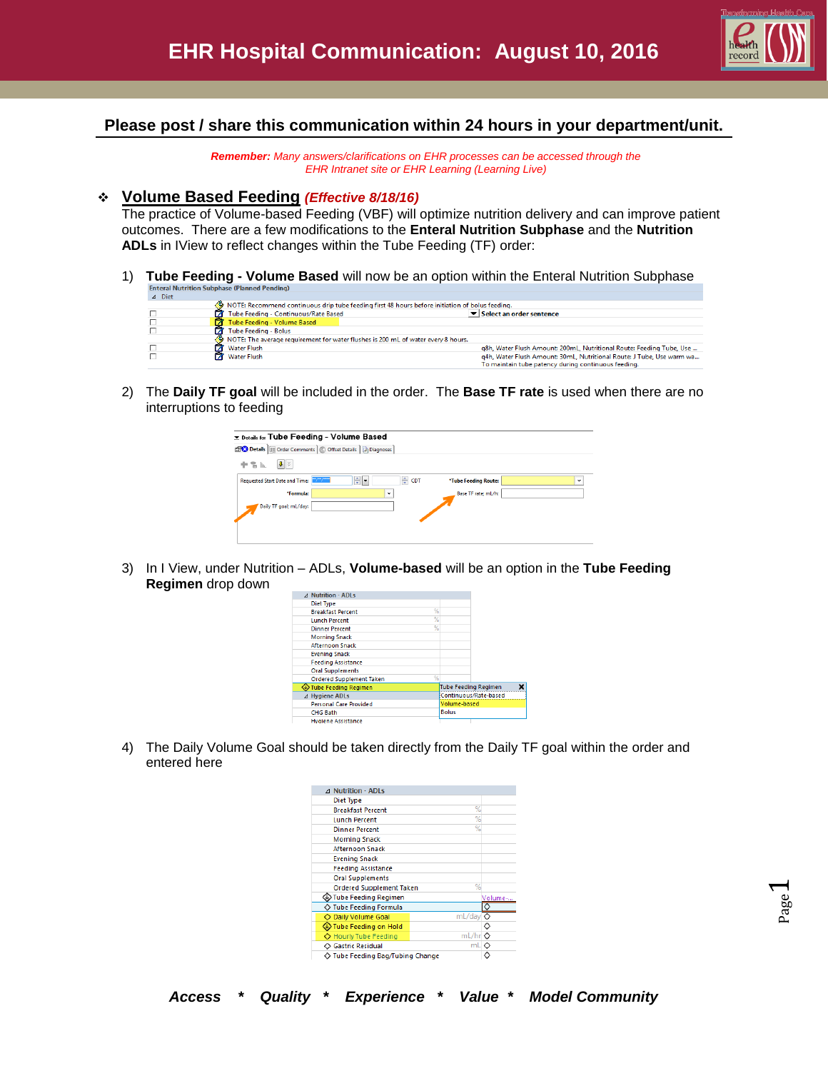# EHR Hospital Communication: August 10, 2016

**Please post / share this communication within 24 hours in your department/unit.**

***Remember:*** *Many answers/clarifications on EHR processes can be accessed through the EHR Intranet site or EHR Learning (Learning Live)*

## ❖ Volume Based Feeding *(Effective 8/18/16)*

The practice of Volume-based Feeding (VBF) will optimize nutrition delivery and can improve patient outcomes. There are a few modifications to the **Enteral Nutrition Subphase** and the **Nutrition ADLs** in IView to reflect changes within the Tube Feeding (TF) order:

1) **Tube Feeding - Volume Based** will now be an option within the Enteral Nutrition Subphase

Enteral Nutrition Subphase (Planned Pending)
⊿ Diet

| | | |
|---|---|---|
| | NOTE: Recommend continuous drip tube feeding first 48 hours before initiation of bolus feeding. | |
| ☐ | Tube Feeding - Continuous/Rate Based | Select an order sentence |
| ☐ | Tube Feeding - Volume Based | |
| ☐ | Tube Feeding - Bolus | |
| | NOTE: The average requirement for water flushes is 200 mL of water every 8 hours. | |
| ☐ | Water Flush | q8h, Water Flush Amount: 200mL, Nutritional Route: Feeding Tube, Use ... |
| ☐ | Water Flush | q4h, Water Flush Amount: 30mL, Nutritional Route: J Tube, Use warm wa... To maintain tube patency during continuous feeding. |

2) The **Daily TF goal** will be included in the order. The **Base TF rate** is used when there are no interruptions to feeding

Details for Tube Feeding - Volume Based

Details | Order Comments | Offset Details | Diagnoses

Requested Start Date and Time: ____ CDT — *Tube Feeding Route: ____

*Formula: ____ — Base TF rate: mL/hr: ____

Daily TF goal: mL/day: ____

3) In I View, under Nutrition – ADLs, **Volume-based** will be an option in the **Tube Feeding Regimen** drop down

⊿ Nutrition - ADLs
- Diet Type
- Breakfast Percent %
- Lunch Percent %
- Dinner Percent %
- Morning Snack
- Afternoon Snack
- Evening Snack
- Feeding Assistance
- Oral Supplements
- Ordered Supplement Taken %
- Tube Feeding Regimen — Tube Feeding Regimen: Continuous/Rate-based; Volume-based; Bolus

⊿ Hygiene ADLs
- Personal Care Provided
- CHG Bath
- Hygiene Assistance

4) The Daily Volume Goal should be taken directly from the Daily TF goal within the order and entered here

⊿ Nutrition - ADLs
- Diet Type
- Breakfast Percent %
- Lunch Percent %
- Dinner Percent %
- Morning Snack
- Afternoon Snack
- Evening Snack
- Feeding Assistance
- Oral Supplements
- Ordered Supplement Taken %
- Tube Feeding Regimen — Volume-...
- Tube Feeding Formula
- Daily Volume Goal mL/day
- Tube Feeding on Hold
- Hourly Tube Feeding mL/hr
- Gastric Residual mL
- Tube Feeding Bag/Tubing Change

***Access * Quality * Experience * Value * Model Community***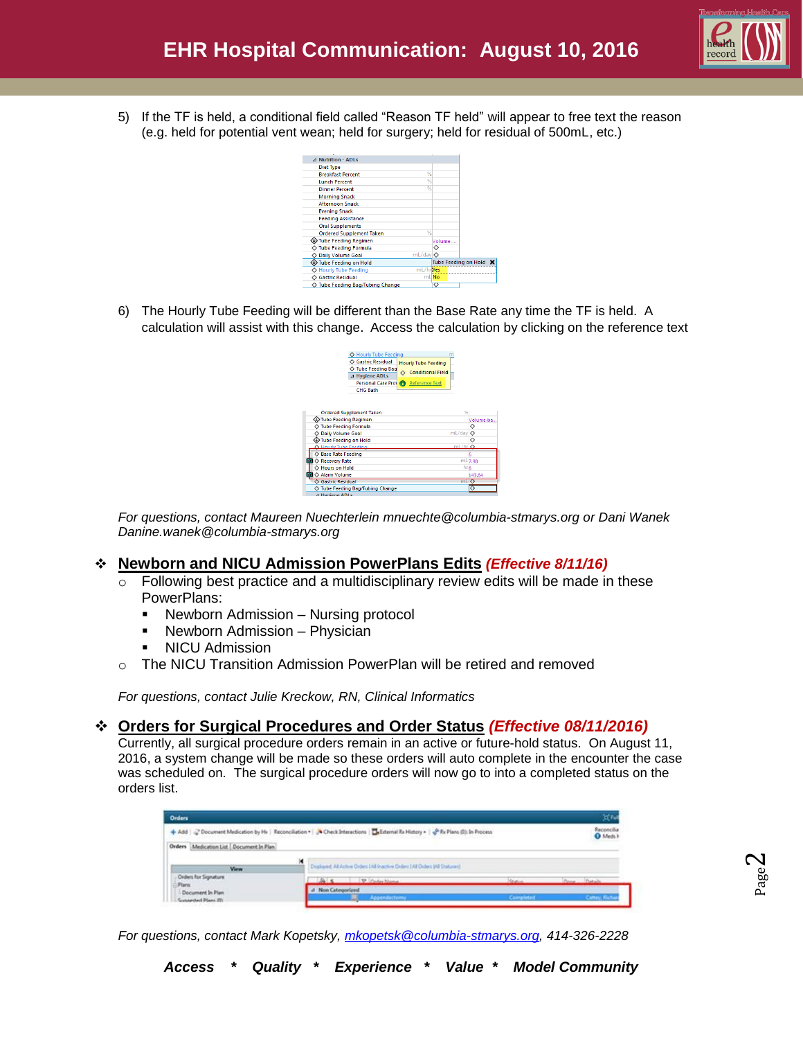5) If the TF is held, a conditional field called "Reason TF held" will appear to free text the reason (e.g. held for potential vent wean; held for surgery; held for residual of 500mL, etc.)

6) The Hourly Tube Feeding will be different than the Base Rate any time the TF is held. A calculation will assist with this change. Access the calculation by clicking on the reference text

*For questions, contact Maureen Nuechterlein mnuechte@columbia-stmarys.org or Dani Wanek Danine.wanek@columbia-stmarys.org*

## Newborn and NICU Admission PowerPlans Edits *(Effective 8/11/16)*

- Following best practice and a multidisciplinary review edits will be made in these PowerPlans:
  - Newborn Admission – Nursing protocol
  - Newborn Admission – Physician
  - NICU Admission
- The NICU Transition Admission PowerPlan will be retired and removed

*For questions, contact Julie Kreckow, RN, Clinical Informatics*

## Orders for Surgical Procedures and Order Status *(Effective 08/11/2016)*

Currently, all surgical procedure orders remain in an active or future-hold status. On August 11, 2016, a system change will be made so these orders will auto complete in the encounter the case was scheduled on. The surgical procedure orders will now go to into a completed status on the orders list.

*For questions, contact Mark Kopetsky, mkopetsk@columbia-stmarys.org, 414-326-2228*

***Access * Quality * Experience * Value * Model Community***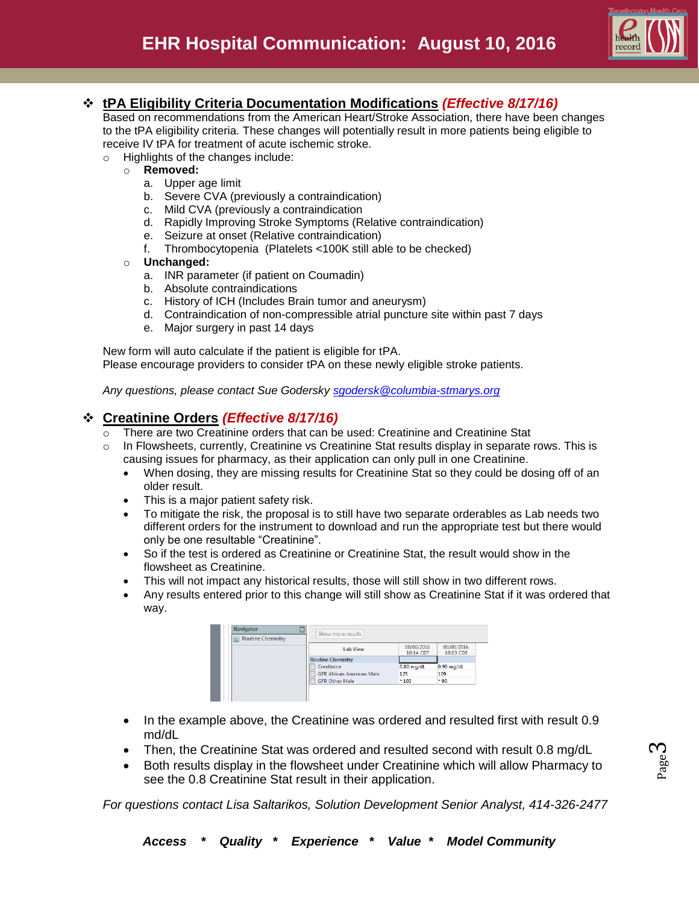# EHR Hospital Communication: August 10, 2016

## tPA Eligibility Criteria Documentation Modifications *(Effective 8/17/16)*

Based on recommendations from the American Heart/Stroke Association, there have been changes to the tPA eligibility criteria. These changes will potentially result in more patients being eligible to receive IV tPA for treatment of acute ischemic stroke.

- Highlights of the changes include:
  - **Removed:**
    a. Upper age limit
    b. Severe CVA (previously a contraindication)
    c. Mild CVA (previously a contraindication
    d. Rapidly Improving Stroke Symptoms (Relative contraindication)
    e. Seizure at onset (Relative contraindication)
    f. Thrombocytopenia (Platelets <100K still able to be checked)
  - **Unchanged:**
    a. INR parameter (if patient on Coumadin)
    b. Absolute contraindications
    c. History of ICH (Includes Brain tumor and aneurysm)
    d. Contraindication of non-compressible atrial puncture site within past 7 days
    e. Major surgery in past 14 days

New form will auto calculate if the patient is eligible for tPA.
Please encourage providers to consider tPA on these newly eligible stroke patients.

*Any questions, please contact Sue Godersky [sgodersk@columbia-stmarys.org](mailto:sgodersk@columbia-stmarys.org)*

## Creatinine Orders *(Effective 8/17/16)*

- There are two Creatinine orders that can be used: Creatinine and Creatinine Stat
- In Flowsheets, currently, Creatinine vs Creatinine Stat results display in separate rows. This is causing issues for pharmacy, as their application can only pull in one Creatinine.
  - When dosing, they are missing results for Creatinine Stat so they could be dosing off of an older result.
  - This is a major patient safety risk.
  - To mitigate the risk, the proposal is to still have two separate orderables as Lab needs two different orders for the instrument to download and run the appropriate test but there would only be one resultable "Creatinine".
  - So if the test is ordered as Creatinine or Creatinine Stat, the result would show in the flowsheet as Creatinine.
  - This will not impact any historical results, those will still show in two different rows.
  - Any results entered prior to this change will still show as Creatinine Stat if it was ordered that way.

| Lab View | 08/08/2016 10:14 CDT | 08/08/2016 10:13 CDT |
|---|---|---|
| Routine Chemistry | | |
| Creatinine | 0.80 mg/dL | 0.90 mg/dL |
| GFR African American Male | 125 | 109 |
| GFR Other Male | * 103 | * 90 |

- In the example above, the Creatinine was ordered and resulted first with result 0.9 md/dL
- Then, the Creatinine Stat was ordered and resulted second with result 0.8 mg/dL
- Both results display in the flowsheet under Creatinine which will allow Pharmacy to see the 0.8 Creatinine Stat result in their application.

*For questions contact Lisa Saltarikos, Solution Development Senior Analyst, 414-326-2477*

***Access * Quality * Experience * Value * Model Community***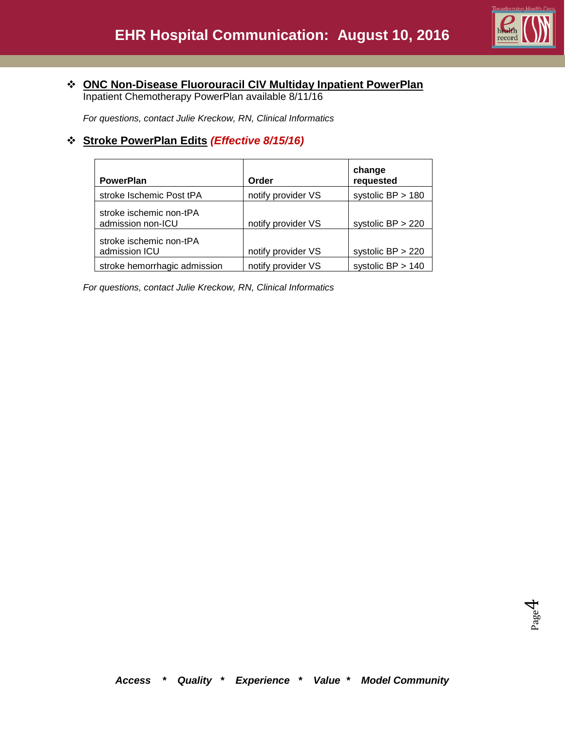- **ONC Non-Disease Fluorouracil CIV Multiday Inpatient PowerPlan**
  Inpatient Chemotherapy PowerPlan available 8/11/16

  *For questions, contact Julie Kreckow, RN, Clinical Informatics*

- **Stroke PowerPlan Edits** ***(Effective 8/15/16)***

| PowerPlan | Order | change requested |
|---|---|---|
| stroke Ischemic Post tPA | notify provider VS | systolic BP > 180 |
| stroke ischemic non-tPA admission non-ICU | notify provider VS | systolic BP > 220 |
| stroke ischemic non-tPA admission ICU | notify provider VS | systolic BP > 220 |
| stroke hemorrhagic admission | notify provider VS | systolic BP > 140 |

*For questions, contact Julie Kreckow, RN, Clinical Informatics*